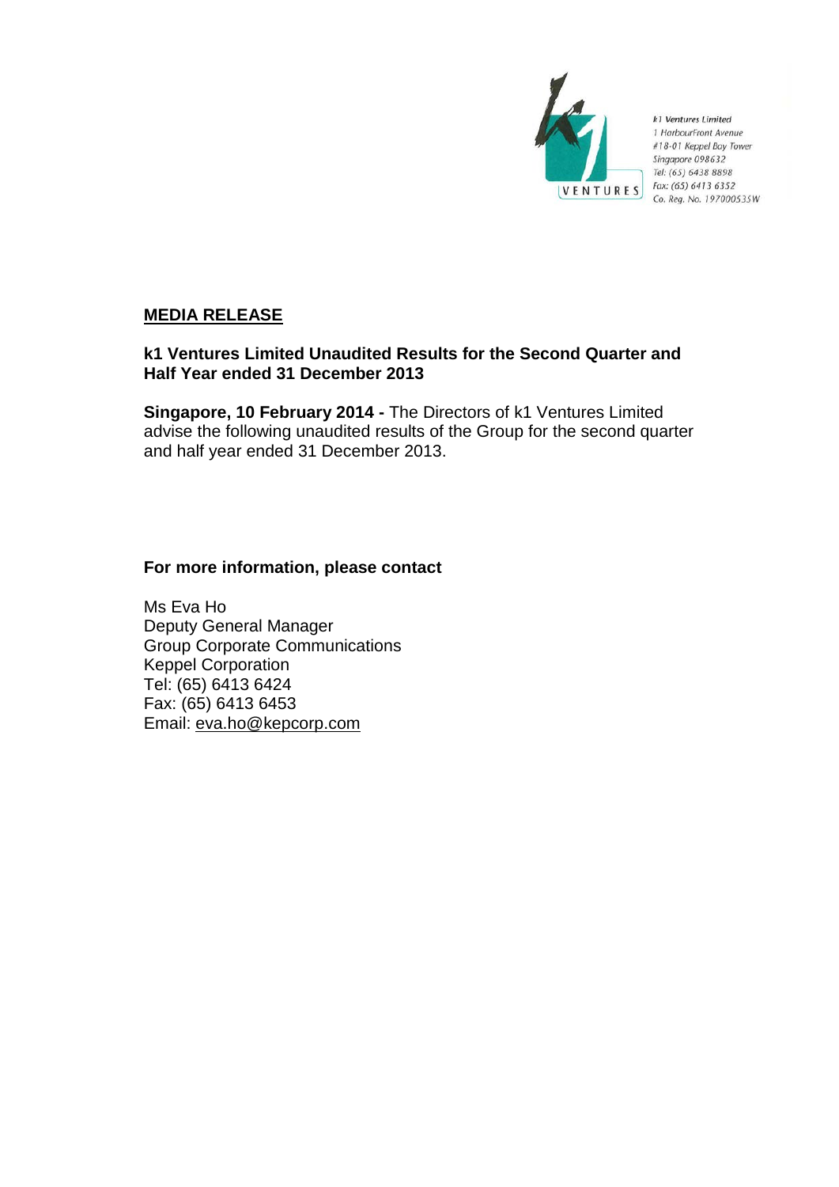k1 Ventures Limited
1 HarbourFront Avenue
#18-01 Keppel Bay Tower
Singapore 098632
Tel: (65) 6438 8898
Fax: (65) 6413 6352
Co. Reg. No. 197000535W

## MEDIA RELEASE

**k1 Ventures Limited Unaudited Results for the Second Quarter and Half Year ended 31 December 2013**

**Singapore, 10 February 2014 -** The Directors of k1 Ventures Limited advise the following unaudited results of the Group for the second quarter and half year ended 31 December 2013.

**For more information, please contact**

Ms Eva Ho
Deputy General Manager
Group Corporate Communications
Keppel Corporation
Tel: (65) 6413 6424
Fax: (65) 6413 6453
Email: eva.ho@kepcorp.com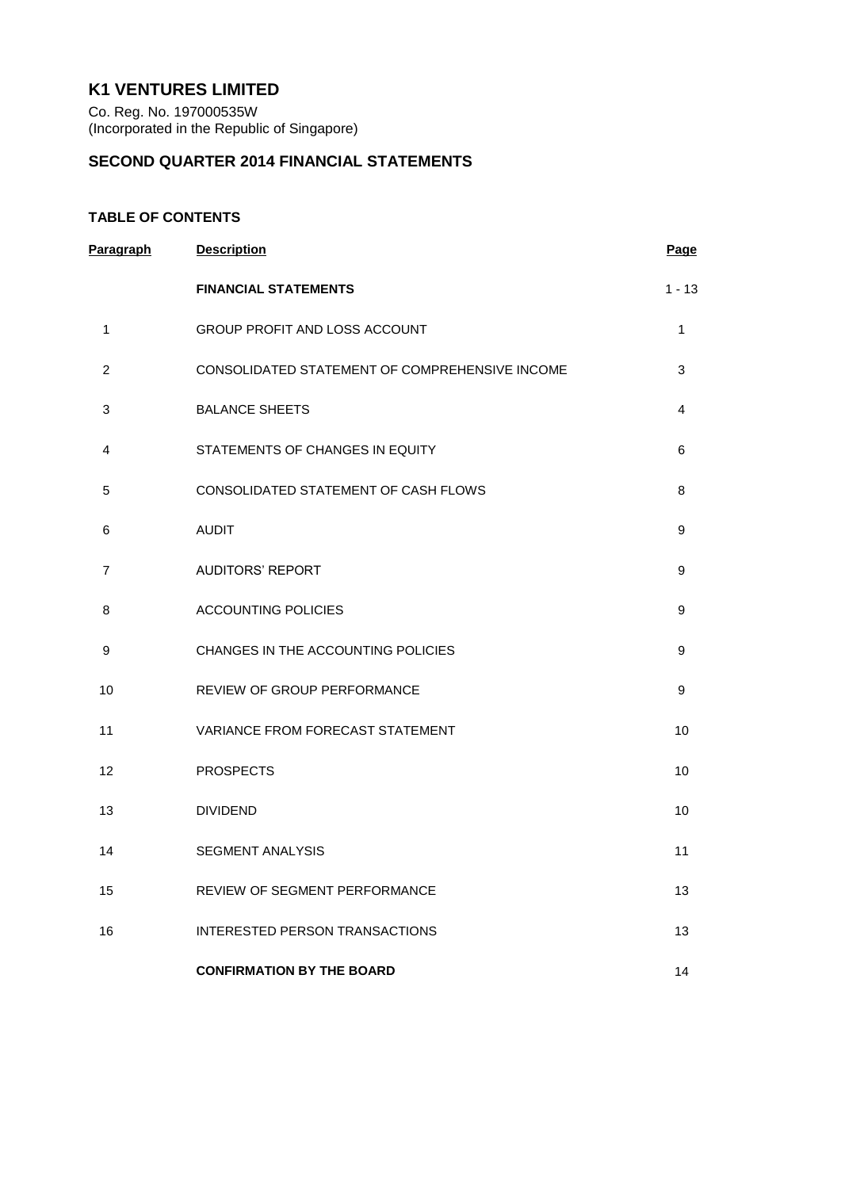# K1 VENTURES LIMITED

Co. Reg. No. 197000535W
(Incorporated in the Republic of Singapore)

## SECOND QUARTER 2014 FINANCIAL STATEMENTS

### TABLE OF CONTENTS

| Paragraph | Description | Page |
|---|---|---|
| | **FINANCIAL STATEMENTS** | 1 - 13 |
| 1 | GROUP PROFIT AND LOSS ACCOUNT | 1 |
| 2 | CONSOLIDATED STATEMENT OF COMPREHENSIVE INCOME | 3 |
| 3 | BALANCE SHEETS | 4 |
| 4 | STATEMENTS OF CHANGES IN EQUITY | 6 |
| 5 | CONSOLIDATED STATEMENT OF CASH FLOWS | 8 |
| 6 | AUDIT | 9 |
| 7 | AUDITORS' REPORT | 9 |
| 8 | ACCOUNTING POLICIES | 9 |
| 9 | CHANGES IN THE ACCOUNTING POLICIES | 9 |
| 10 | REVIEW OF GROUP PERFORMANCE | 9 |
| 11 | VARIANCE FROM FORECAST STATEMENT | 10 |
| 12 | PROSPECTS | 10 |
| 13 | DIVIDEND | 10 |
| 14 | SEGMENT ANALYSIS | 11 |
| 15 | REVIEW OF SEGMENT PERFORMANCE | 13 |
| 16 | INTERESTED PERSON TRANSACTIONS | 13 |
| | **CONFIRMATION BY THE BOARD** | 14 |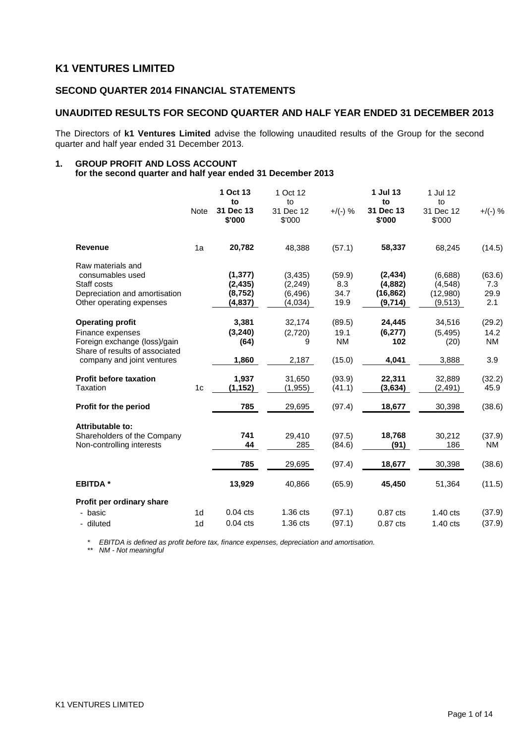## K1 VENTURES LIMITED

### SECOND QUARTER 2014 FINANCIAL STATEMENTS

### UNAUDITED RESULTS FOR SECOND QUARTER AND HALF YEAR ENDED 31 DECEMBER 2013

The Directors of **k1 Ventures Limited** advise the following unaudited results of the Group for the second quarter and half year ended 31 December 2013.

#### 1. GROUP PROFIT AND LOSS ACCOUNT
**for the second quarter and half year ended 31 December 2013**

| | Note | **1 Oct 13 to 31 Dec 13 $'000** | 1 Oct 12 to 31 Dec 12 $'000 | +/(-) % | **1 Jul 13 to 31 Dec 13 $'000** | 1 Jul 12 to 31 Dec 12 $'000 | +/(-) % |
|---|---|---|---|---|---|---|---|
| **Revenue** | 1a | **20,782** | 48,388 | (57.1) | **58,337** | 68,245 | (14.5) |
| Raw materials and consumables used | | **(1,377)** | (3,435) | (59.9) | **(2,434)** | (6,688) | (63.6) |
| Staff costs | | **(2,435)** | (2,249) | 8.3 | **(4,882)** | (4,548) | 7.3 |
| Depreciation and amortisation | | **(8,752)** | (6,496) | 34.7 | **(16,862)** | (12,980) | 29.9 |
| Other operating expenses | | **(4,837)** | (4,034) | 19.9 | **(9,714)** | (9,513) | 2.1 |
| **Operating profit** | | **3,381** | 32,174 | (89.5) | **24,445** | 34,516 | (29.2) |
| Finance expenses | | **(3,240)** | (2,720) | 19.1 | **(6,277)** | (5,495) | 14.2 |
| Foreign exchange (loss)/gain | | **(64)** | 9 | NM | **102** | (20) | NM |
| Share of results of associated company and joint ventures | | **1,860** | 2,187 | (15.0) | **4,041** | 3,888 | 3.9 |
| **Profit before taxation** | | **1,937** | 31,650 | (93.9) | **22,311** | 32,889 | (32.2) |
| Taxation | 1c | **(1,152)** | (1,955) | (41.1) | **(3,634)** | (2,491) | 45.9 |
| **Profit for the period** | | **785** | 29,695 | (97.4) | **18,677** | 30,398 | (38.6) |
| **Attributable to:** | | | | | | | |
| Shareholders of the Company | | **741** | 29,410 | (97.5) | **18,768** | 30,212 | (37.9) |
| Non-controlling interests | | **44** | 285 | (84.6) | **(91)** | 186 | NM |
| | | **785** | 29,695 | (97.4) | **18,677** | 30,398 | (38.6) |
| **EBITDA *** | | **13,929** | 40,866 | (65.9) | **45,450** | 51,364 | (11.5) |
| **Profit per ordinary share** | | | | | | | |
| - basic | 1d | 0.04 cts | 1.36 cts | (97.1) | 0.87 cts | 1.40 cts | (37.9) |
| - diluted | 1d | 0.04 cts | 1.36 cts | (97.1) | 0.87 cts | 1.40 cts | (37.9) |

*\* EBITDA is defined as profit before tax, finance expenses, depreciation and amortisation.*
*\*\* NM - Not meaningful*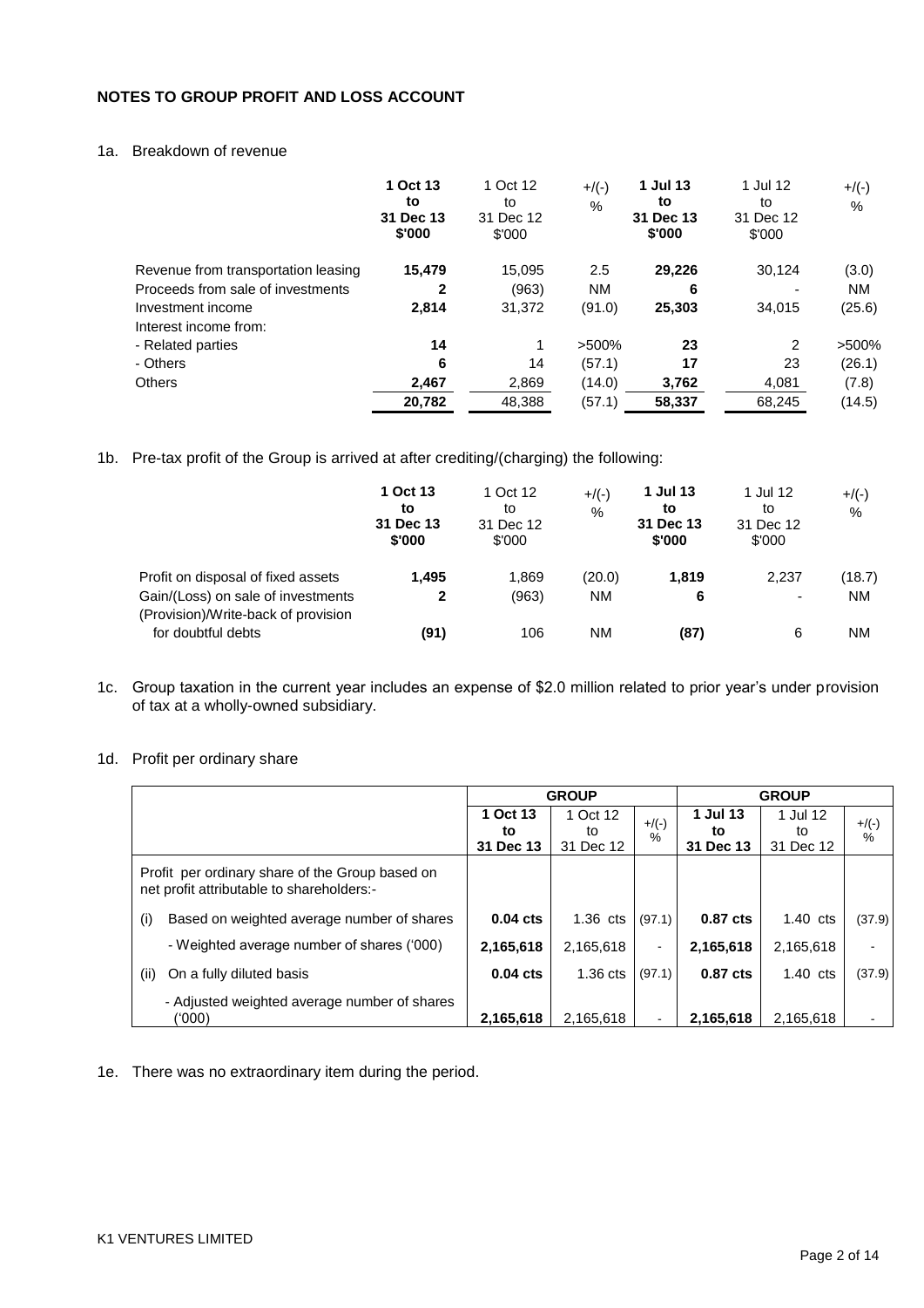## NOTES TO GROUP PROFIT AND LOSS ACCOUNT

1a. Breakdown of revenue

| | **1 Oct 13 to 31 Dec 13 $'000** | 1 Oct 12 to 31 Dec 12 $'000 | +/(-) % | **1 Jul 13 to 31 Dec 13 $'000** | 1 Jul 12 to 31 Dec 12 $'000 | +/(-) % |
|---|---|---|---|---|---|---|
| Revenue from transportation leasing | **15,479** | 15,095 | 2.5 | **29,226** | 30,124 | (3.0) |
| Proceeds from sale of investments | **2** | (963) | NM | **6** | - | NM |
| Investment income | **2,814** | 31,372 | (91.0) | **25,303** | 34,015 | (25.6) |
| Interest income from: | | | | | | |
| - Related parties | **14** | 1 | >500% | **23** | 2 | >500% |
| - Others | **6** | 14 | (57.1) | **17** | 23 | (26.1) |
| Others | **2,467** | 2,869 | (14.0) | **3,762** | 4,081 | (7.8) |
| | **20,782** | 48,388 | (57.1) | **58,337** | 68,245 | (14.5) |

1b. Pre-tax profit of the Group is arrived at after crediting/(charging) the following:

| | **1 Oct 13 to 31 Dec 13 $'000** | 1 Oct 12 to 31 Dec 12 $'000 | +/(-) % | **1 Jul 13 to 31 Dec 13 $'000** | 1 Jul 12 to 31 Dec 12 $'000 | +/(-) % |
|---|---|---|---|---|---|---|
| Profit on disposal of fixed assets | **1,495** | 1,869 | (20.0) | **1,819** | 2,237 | (18.7) |
| Gain/(Loss) on sale of investments | **2** | (963) | NM | **6** | - | NM |
| (Provision)/Write-back of provision for doubtful debts | **(91)** | 106 | NM | **(87)** | 6 | NM |

1c. Group taxation in the current year includes an expense of $2.0 million related to prior year's under provision of tax at a wholly-owned subsidiary.

1d. Profit per ordinary share

| | **GROUP** | | | **GROUP** | | |
|---|---|---|---|---|---|---|
| | **1 Oct 13 to 31 Dec 13** | 1 Oct 12 to 31 Dec 12 | +/(-) % | **1 Jul 13 to 31 Dec 13** | 1 Jul 12 to 31 Dec 12 | +/(-) % |
| Profit per ordinary share of the Group based on net profit attributable to shareholders:- | | | | | | |
| (i) Based on weighted average number of shares | **0.04 cts** | 1.36 cts | (97.1) | **0.87 cts** | 1.40 cts | (37.9) |
| - Weighted average number of shares ('000) | **2,165,618** | 2,165,618 | - | **2,165,618** | 2,165,618 | - |
| (ii) On a fully diluted basis | **0.04 cts** | 1.36 cts | (97.1) | **0.87 cts** | 1.40 cts | (37.9) |
| - Adjusted weighted average number of shares ('000) | **2,165,618** | 2,165,618 | - | **2,165,618** | 2,165,618 | - |

1e. There was no extraordinary item during the period.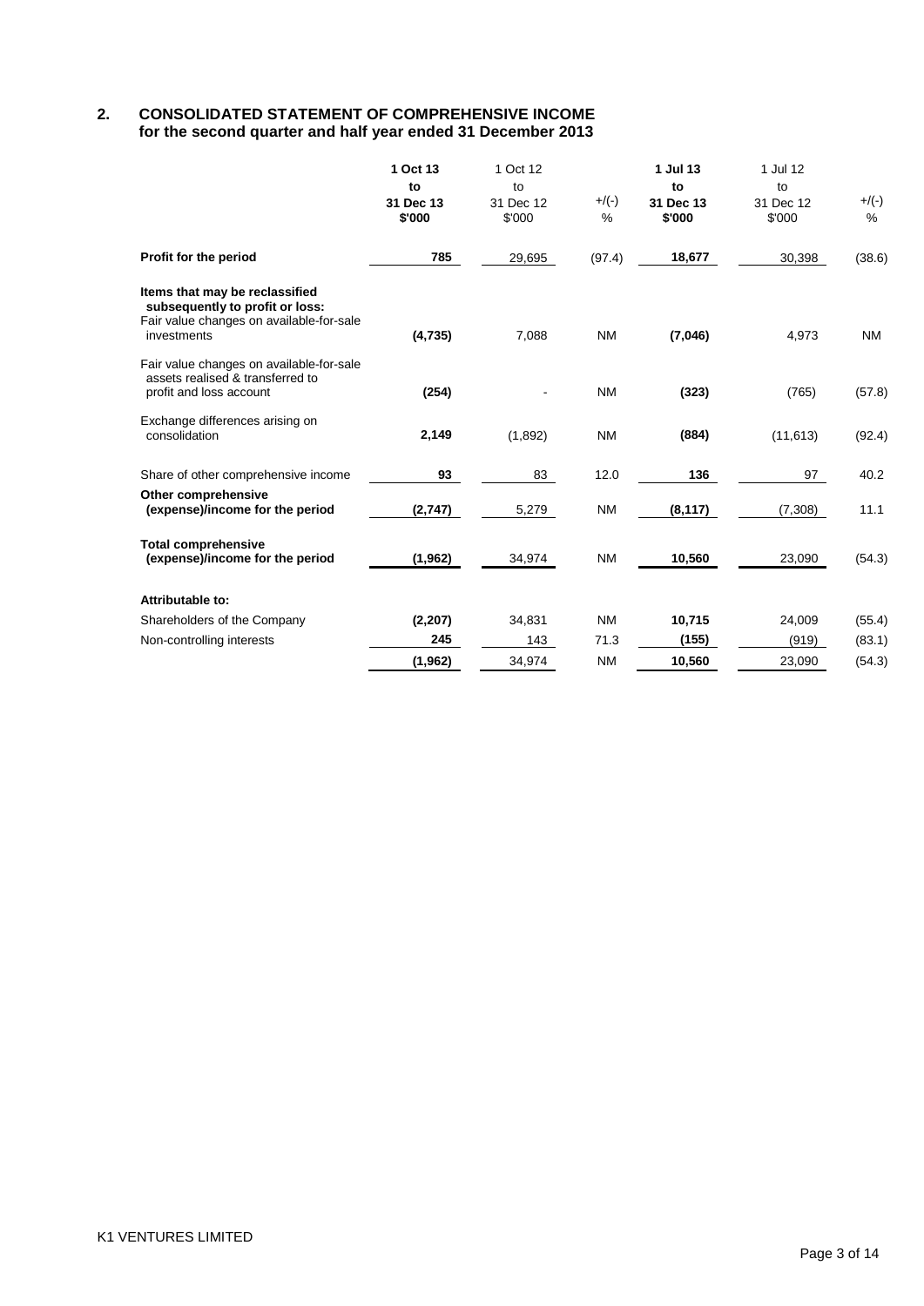## 2. CONSOLIDATED STATEMENT OF COMPREHENSIVE INCOME
### for the second quarter and half year ended 31 December 2013

| | **1 Oct 13 to 31 Dec 13 $'000** | 1 Oct 12 to 31 Dec 12 $'000 | +/(-) % | **1 Jul 13 to 31 Dec 13 $'000** | 1 Jul 12 to 31 Dec 12 $'000 | +/(-) % |
|---|---|---|---|---|---|---|
| **Profit for the period** | **785** | 29,695 | (97.4) | **18,677** | 30,398 | (38.6) |
| **Items that may be reclassified subsequently to profit or loss:** | | | | | | |
| Fair value changes on available-for-sale investments | **(4,735)** | 7,088 | NM | **(7,046)** | 4,973 | NM |
| Fair value changes on available-for-sale assets realised & transferred to profit and loss account | **(254)** | - | NM | **(323)** | (765) | (57.8) |
| Exchange differences arising on consolidation | **2,149** | (1,892) | NM | **(884)** | (11,613) | (92.4) |
| Share of other comprehensive income | **93** | 83 | 12.0 | **136** | 97 | 40.2 |
| **Other comprehensive (expense)/income for the period** | **(2,747)** | 5,279 | NM | **(8,117)** | (7,308) | 11.1 |
| **Total comprehensive (expense)/income for the period** | **(1,962)** | 34,974 | NM | **10,560** | 23,090 | (54.3) |
| **Attributable to:** | | | | | | |
| Shareholders of the Company | **(2,207)** | 34,831 | NM | **10,715** | 24,009 | (55.4) |
| Non-controlling interests | **245** | 143 | 71.3 | **(155)** | (919) | (83.1) |
| | **(1,962)** | 34,974 | NM | **10,560** | 23,090 | (54.3) |

K1 VENTURES LIMITED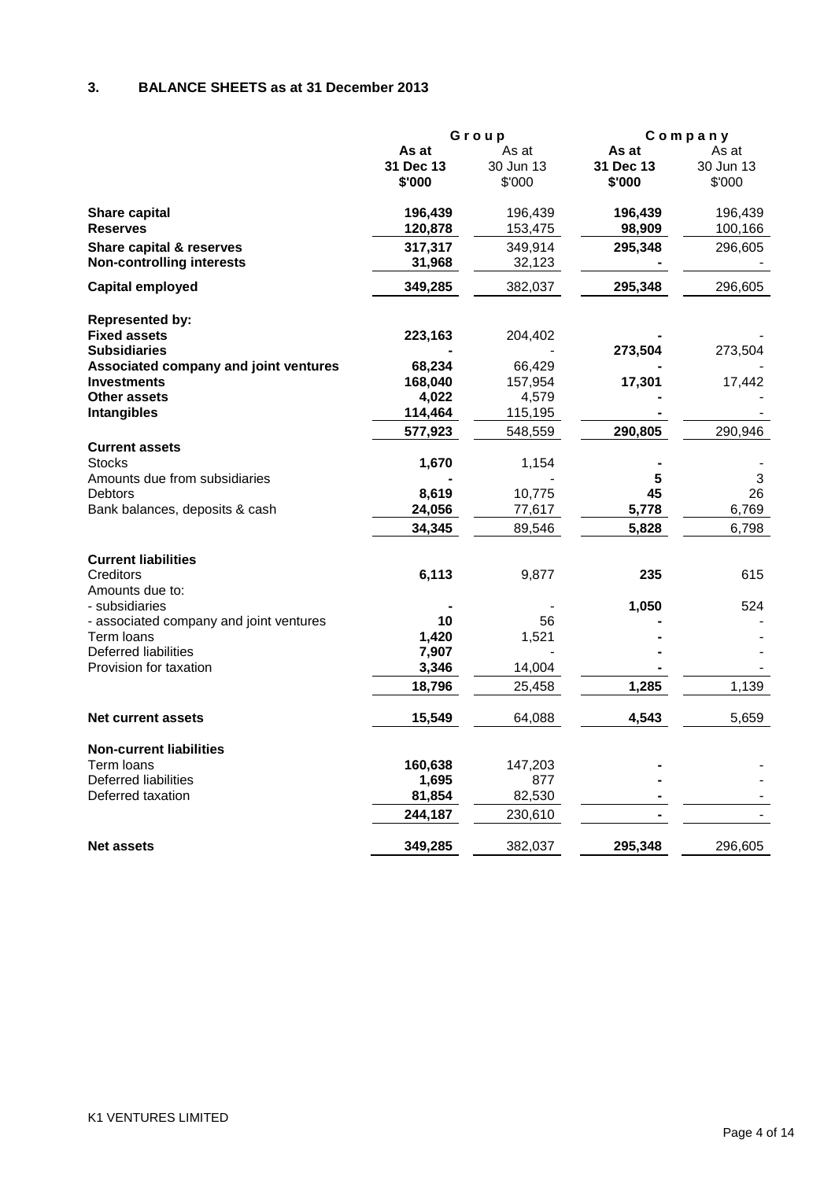## 3. BALANCE SHEETS as at 31 December 2013

| | Group | | Company | |
|---|---|---|---|---|
| | **As at 31 Dec 13 $'000** | As at 30 Jun 13 $'000 | **As at 31 Dec 13 $'000** | As at 30 Jun 13 $'000 |
| **Share capital** | **196,439** | 196,439 | **196,439** | 196,439 |
| **Reserves** | **120,878** | 153,475 | **98,909** | 100,166 |
| **Share capital & reserves** | **317,317** | 349,914 | **295,348** | 296,605 |
| **Non-controlling interests** | **31,968** | 32,123 | **-** | - |
| **Capital employed** | **349,285** | 382,037 | **295,348** | 296,605 |
| | | | | |
| **Represented by:** | | | | |
| **Fixed assets** | **223,163** | 204,402 | **-** | - |
| **Subsidiaries** | **-** | - | **273,504** | 273,504 |
| **Associated company and joint ventures** | **68,234** | 66,429 | **-** | - |
| **Investments** | **168,040** | 157,954 | **17,301** | 17,442 |
| **Other assets** | **4,022** | 4,579 | **-** | - |
| **Intangibles** | **114,464** | 115,195 | **-** | - |
| | **577,923** | 548,559 | **290,805** | 290,946 |
| **Current assets** | | | | |
| Stocks | **1,670** | 1,154 | **-** | - |
| Amounts due from subsidiaries | **-** | - | **5** | 3 |
| Debtors | **8,619** | 10,775 | **45** | 26 |
| Bank balances, deposits & cash | **24,056** | 77,617 | **5,778** | 6,769 |
| | **34,345** | 89,546 | **5,828** | 6,798 |
| | | | | |
| **Current liabilities** | | | | |
| Creditors | **6,113** | 9,877 | **235** | 615 |
| Amounts due to: | | | | |
| - subsidiaries | **-** | - | **1,050** | 524 |
| - associated company and joint ventures | **10** | 56 | **-** | - |
| Term loans | **1,420** | 1,521 | **-** | - |
| Deferred liabilities | **7,907** | - | **-** | - |
| Provision for taxation | **3,346** | 14,004 | **-** | - |
| | **18,796** | 25,458 | **1,285** | 1,139 |
| | | | | |
| **Net current assets** | **15,549** | 64,088 | **4,543** | 5,659 |
| | | | | |
| **Non-current liabilities** | | | | |
| Term loans | **160,638** | 147,203 | **-** | - |
| Deferred liabilities | **1,695** | 877 | **-** | - |
| Deferred taxation | **81,854** | 82,530 | **-** | - |
| | **244,187** | 230,610 | **-** | - |
| | | | | |
| **Net assets** | **349,285** | 382,037 | **295,348** | 296,605 |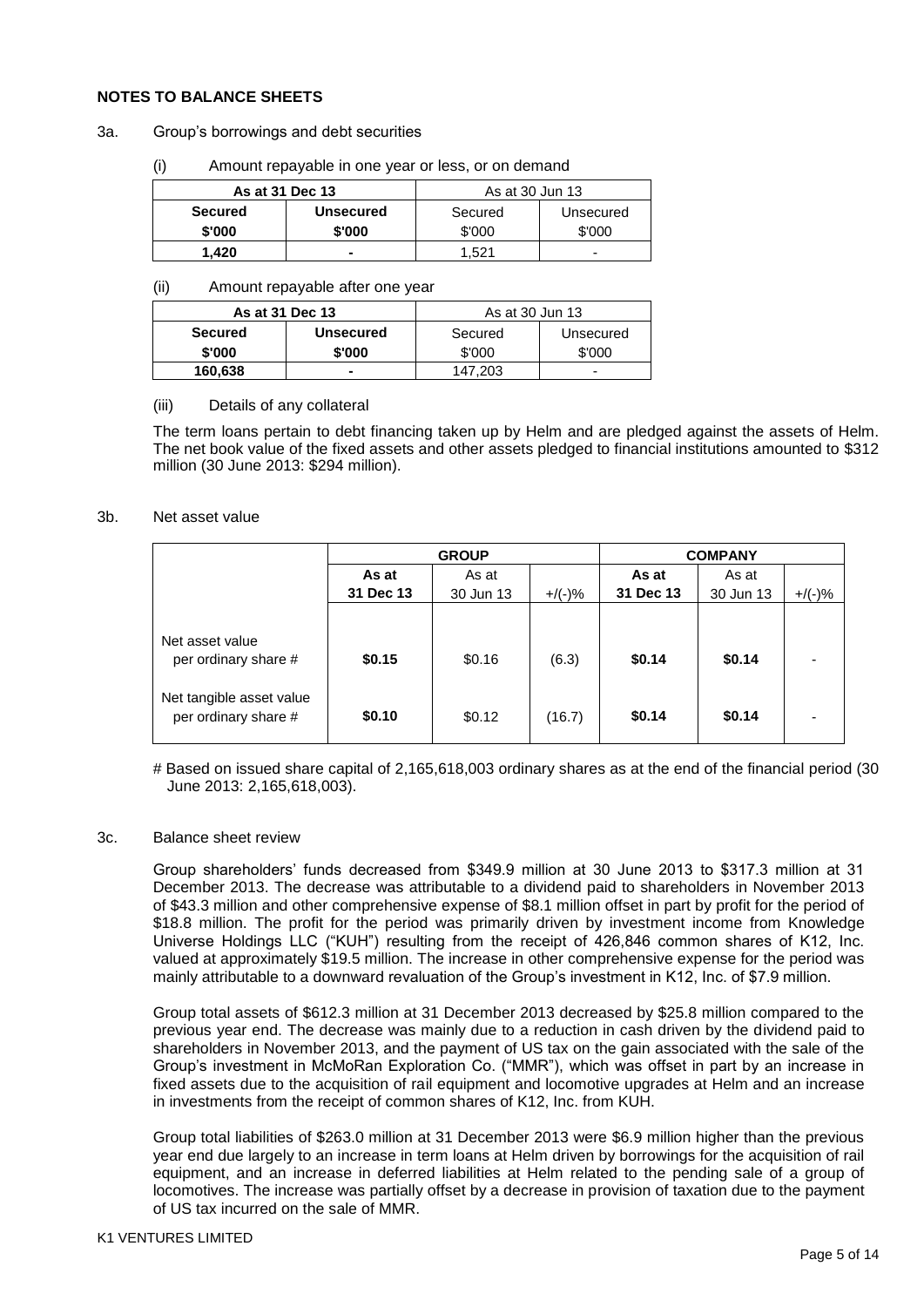## NOTES TO BALANCE SHEETS

3a. Group's borrowings and debt securities

(i) Amount repayable in one year or less, or on demand

| **As at 31 Dec 13** | | As at 30 Jun 13 | |
|---|---|---|---|
| **Secured** | **Unsecured** | Secured | Unsecured |
| **$'000** | **$'000** | $'000 | $'000 |
| **1,420** | **-** | 1,521 | - |

(ii) Amount repayable after one year

| **As at 31 Dec 13** | | As at 30 Jun 13 | |
|---|---|---|---|
| **Secured** | **Unsecured** | Secured | Unsecured |
| **$'000** | **$'000** | $'000 | $'000 |
| **160,638** | **-** | 147,203 | - |

(iii) Details of any collateral

The term loans pertain to debt financing taken up by Helm and are pledged against the assets of Helm. The net book value of the fixed assets and other assets pledged to financial institutions amounted to $312 million (30 June 2013: $294 million).

3b. Net asset value

| | **GROUP** | | | **COMPANY** | | |
|---|---|---|---|---|---|---|
| | **As at 31 Dec 13** | As at 30 Jun 13 | +/(-)% | **As at 31 Dec 13** | As at 30 Jun 13 | +/(-)% |
| Net asset value per ordinary share # | **$0.15** | $0.16 | (6.3) | **$0.14** | **$0.14** | - |
| Net tangible asset value per ordinary share # | **$0.10** | $0.12 | (16.7) | **$0.14** | **$0.14** | - |

# Based on issued share capital of 2,165,618,003 ordinary shares as at the end of the financial period (30 June 2013: 2,165,618,003).

3c. Balance sheet review

Group shareholders' funds decreased from $349.9 million at 30 June 2013 to $317.3 million at 31 December 2013. The decrease was attributable to a dividend paid to shareholders in November 2013 of $43.3 million and other comprehensive expense of $8.1 million offset in part by profit for the period of $18.8 million. The profit for the period was primarily driven by investment income from Knowledge Universe Holdings LLC ("KUH") resulting from the receipt of 426,846 common shares of K12, Inc. valued at approximately $19.5 million. The increase in other comprehensive expense for the period was mainly attributable to a downward revaluation of the Group's investment in K12, Inc. of $7.9 million.

Group total assets of $612.3 million at 31 December 2013 decreased by $25.8 million compared to the previous year end. The decrease was mainly due to a reduction in cash driven by the dividend paid to shareholders in November 2013, and the payment of US tax on the gain associated with the sale of the Group's investment in McMoRan Exploration Co. ("MMR"), which was offset in part by an increase in fixed assets due to the acquisition of rail equipment and locomotive upgrades at Helm and an increase in investments from the receipt of common shares of K12, Inc. from KUH.

Group total liabilities of $263.0 million at 31 December 2013 were $6.9 million higher than the previous year end due largely to an increase in term loans at Helm driven by borrowings for the acquisition of rail equipment, and an increase in deferred liabilities at Helm related to the pending sale of a group of locomotives. The increase was partially offset by a decrease in provision of taxation due to the payment of US tax incurred on the sale of MMR.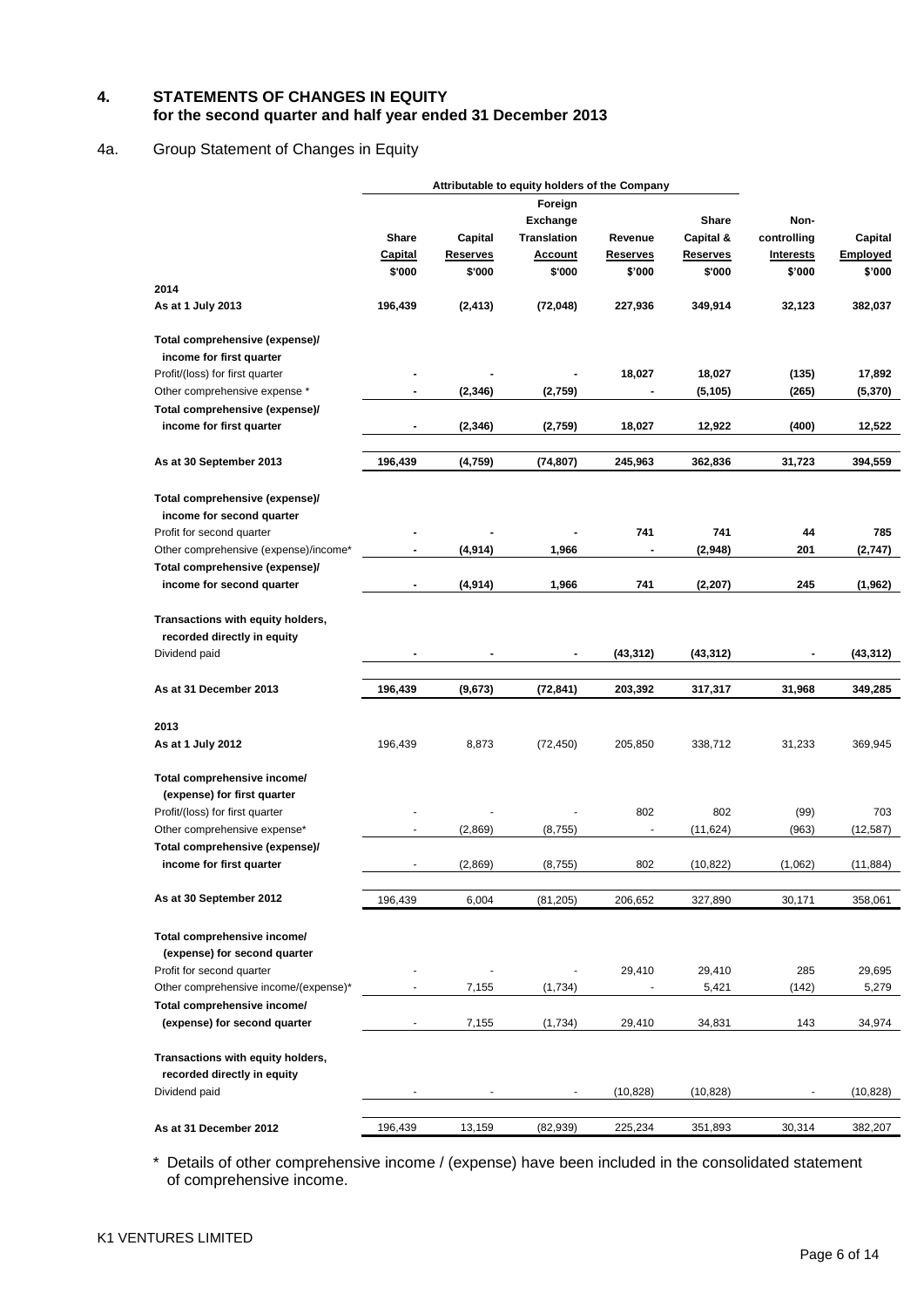## 4. STATEMENTS OF CHANGES IN EQUITY for the second quarter and half year ended 31 December 2013

### 4a. Group Statement of Changes in Equity

| | Attributable to equity holders of the Company | | | | | | |
|---|---|---|---|---|---|---|---|
| | Share Capital $'000 | Capital Reserves $'000 | Foreign Exchange Translation Account $'000 | Revenue Reserves $'000 | Share Capital & Reserves $'000 | Non-controlling Interests $'000 | Capital Employed $'000 |
| **2014** | | | | | | | |
| **As at 1 July 2013** | **196,439** | **(2,413)** | **(72,048)** | **227,936** | **349,914** | **32,123** | **382,037** |
| **Total comprehensive (expense)/ income for first quarter** | | | | | | | |
| Profit/(loss) for first quarter | **-** | **-** | **-** | **18,027** | **18,027** | **(135)** | **17,892** |
| Other comprehensive expense * | **-** | **(2,346)** | **(2,759)** | **-** | **(5,105)** | **(265)** | **(5,370)** |
| **Total comprehensive (expense)/ income for first quarter** | **-** | **(2,346)** | **(2,759)** | **18,027** | **12,922** | **(400)** | **12,522** |
| **As at 30 September 2013** | **196,439** | **(4,759)** | **(74,807)** | **245,963** | **362,836** | **31,723** | **394,559** |
| **Total comprehensive (expense)/ income for second quarter** | | | | | | | |
| Profit for second quarter | **-** | **-** | **-** | **741** | **741** | **44** | **785** |
| Other comprehensive (expense)/income* | **-** | **(4,914)** | **1,966** | **-** | **(2,948)** | **201** | **(2,747)** |
| **Total comprehensive (expense)/ income for second quarter** | **-** | **(4,914)** | **1,966** | **741** | **(2,207)** | **245** | **(1,962)** |
| **Transactions with equity holders, recorded directly in equity** | | | | | | | |
| Dividend paid | **-** | **-** | **-** | **(43,312)** | **(43,312)** | **-** | **(43,312)** |
| **As at 31 December 2013** | **196,439** | **(9,673)** | **(72,841)** | **203,392** | **317,317** | **31,968** | **349,285** |
| **2013** | | | | | | | |
| **As at 1 July 2012** | 196,439 | 8,873 | (72,450) | 205,850 | 338,712 | 31,233 | 369,945 |
| **Total comprehensive income/ (expense) for first quarter** | | | | | | | |
| Profit/(loss) for first quarter | - | - | - | 802 | 802 | (99) | 703 |
| Other comprehensive expense* | - | (2,869) | (8,755) | - | (11,624) | (963) | (12,587) |
| **Total comprehensive (expense)/ income for first quarter** | - | (2,869) | (8,755) | 802 | (10,822) | (1,062) | (11,884) |
| **As at 30 September 2012** | 196,439 | 6,004 | (81,205) | 206,652 | 327,890 | 30,171 | 358,061 |
| **Total comprehensive income/ (expense) for second quarter** | | | | | | | |
| Profit for second quarter | - | - | - | 29,410 | 29,410 | 285 | 29,695 |
| Other comprehensive income/(expense)* | - | 7,155 | (1,734) | - | 5,421 | (142) | 5,279 |
| **Total comprehensive income/ (expense) for second quarter** | - | 7,155 | (1,734) | 29,410 | 34,831 | 143 | 34,974 |
| **Transactions with equity holders, recorded directly in equity** | | | | | | | |
| Dividend paid | - | - | - | (10,828) | (10,828) | - | (10,828) |
| **As at 31 December 2012** | 196,439 | 13,159 | (82,939) | 225,234 | 351,893 | 30,314 | 382,207 |

\* Details of other comprehensive income / (expense) have been included in the consolidated statement of comprehensive income.

K1 VENTURES LIMITED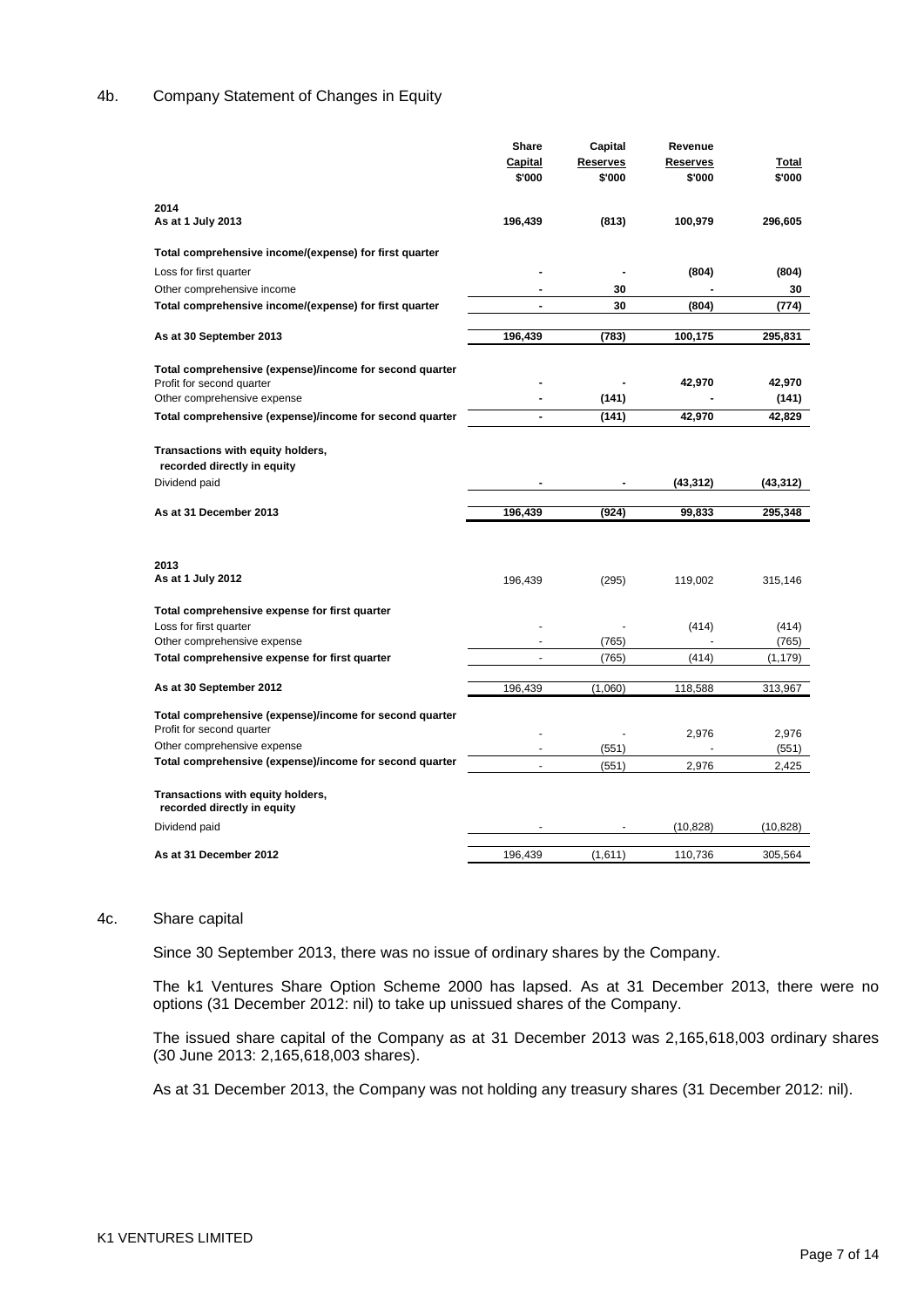## 4b. Company Statement of Changes in Equity

| | Share Capital $'000 | Capital Reserves $'000 | Revenue Reserves $'000 | Total $'000 |
|---|---|---|---|---|
| **2014** | | | | |
| **As at 1 July 2013** | **196,439** | **(813)** | **100,979** | **296,605** |
| **Total comprehensive income/(expense) for first quarter** | | | | |
| Loss for first quarter | **-** | **-** | **(804)** | **(804)** |
| Other comprehensive income | **-** | **30** | **-** | **30** |
| **Total comprehensive income/(expense) for first quarter** | **-** | **30** | **(804)** | **(774)** |
| **As at 30 September 2013** | **196,439** | **(783)** | **100,175** | **295,831** |
| **Total comprehensive (expense)/income for second quarter** | | | | |
| Profit for second quarter | **-** | **-** | **42,970** | **42,970** |
| Other comprehensive expense | **-** | **(141)** | **-** | **(141)** |
| **Total comprehensive (expense)/income for second quarter** | **-** | **(141)** | **42,970** | **42,829** |
| **Transactions with equity holders, recorded directly in equity** | | | | |
| Dividend paid | **-** | **-** | **(43,312)** | **(43,312)** |
| **As at 31 December 2013** | **196,439** | **(924)** | **99,833** | **295,348** |
| | | | | |
| **2013** | | | | |
| **As at 1 July 2012** | 196,439 | (295) | 119,002 | 315,146 |
| **Total comprehensive expense for first quarter** | | | | |
| Loss for first quarter | - | - | (414) | (414) |
| Other comprehensive expense | - | (765) | - | (765) |
| **Total comprehensive expense for first quarter** | - | (765) | (414) | (1,179) |
| **As at 30 September 2012** | 196,439 | (1,060) | 118,588 | 313,967 |
| **Total comprehensive (expense)/income for second quarter** | | | | |
| Profit for second quarter | - | - | 2,976 | 2,976 |
| Other comprehensive expense | - | (551) | - | (551) |
| **Total comprehensive (expense)/income for second quarter** | - | (551) | 2,976 | 2,425 |
| **Transactions with equity holders, recorded directly in equity** | | | | |
| Dividend paid | - | - | (10,828) | (10,828) |
| **As at 31 December 2012** | 196,439 | (1,611) | 110,736 | 305,564 |

## 4c. Share capital

Since 30 September 2013, there was no issue of ordinary shares by the Company.

The k1 Ventures Share Option Scheme 2000 has lapsed. As at 31 December 2013, there were no options (31 December 2012: nil) to take up unissued shares of the Company.

The issued share capital of the Company as at 31 December 2013 was 2,165,618,003 ordinary shares (30 June 2013: 2,165,618,003 shares).

As at 31 December 2013, the Company was not holding any treasury shares (31 December 2012: nil).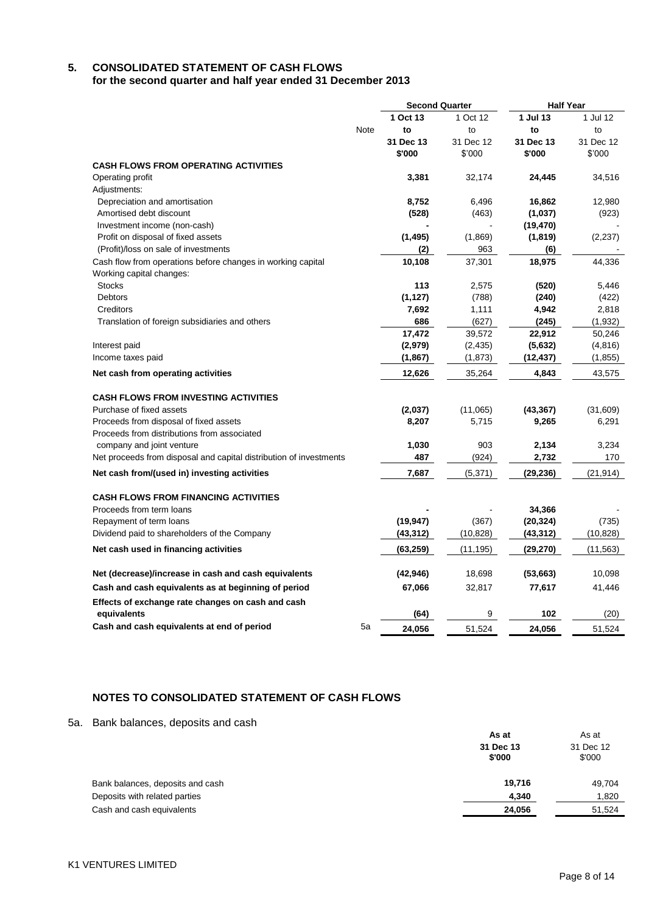## 5. CONSOLIDATED STATEMENT OF CASH FLOWS
### for the second quarter and half year ended 31 December 2013

| | Note | Second Quarter | | Half Year | |
|---|---|---|---|---|---|
| | | **1 Oct 13 to 31 Dec 13 $'000** | 1 Oct 12 to 31 Dec 12 $'000 | **1 Jul 13 to 31 Dec 13 $'000** | 1 Jul 12 to 31 Dec 12 $'000 |
| **CASH FLOWS FROM OPERATING ACTIVITIES** | | | | | |
| Operating profit | | **3,381** | 32,174 | **24,445** | 34,516 |
| Adjustments: | | | | | |
| Depreciation and amortisation | | **8,752** | 6,496 | **16,862** | 12,980 |
| Amortised debt discount | | **(528)** | (463) | **(1,037)** | (923) |
| Investment income (non-cash) | | **-** | - | **(19,470)** | - |
| Profit on disposal of fixed assets | | **(1,495)** | (1,869) | **(1,819)** | (2,237) |
| (Profit)/loss on sale of investments | | **(2)** | 963 | **(6)** | - |
| Cash flow from operations before changes in working capital | | **10,108** | 37,301 | **18,975** | 44,336 |
| Working capital changes: | | | | | |
| Stocks | | **113** | 2,575 | **(520)** | 5,446 |
| Debtors | | **(1,127)** | (788) | **(240)** | (422) |
| Creditors | | **7,692** | 1,111 | **4,942** | 2,818 |
| Translation of foreign subsidiaries and others | | **686** | (627) | **(245)** | (1,932) |
| | | **17,472** | 39,572 | **22,912** | 50,246 |
| Interest paid | | **(2,979)** | (2,435) | **(5,632)** | (4,816) |
| Income taxes paid | | **(1,867)** | (1,873) | **(12,437)** | (1,855) |
| **Net cash from operating activities** | | **12,626** | 35,264 | **4,843** | 43,575 |
| **CASH FLOWS FROM INVESTING ACTIVITIES** | | | | | |
| Purchase of fixed assets | | **(2,037)** | (11,065) | **(43,367)** | (31,609) |
| Proceeds from disposal of fixed assets | | **8,207** | 5,715 | **9,265** | 6,291 |
| Proceeds from distributions from associated company and joint venture | | **1,030** | 903 | **2,134** | 3,234 |
| Net proceeds from disposal and capital distribution of investments | | **487** | (924) | **2,732** | 170 |
| **Net cash from/(used in) investing activities** | | **7,687** | (5,371) | **(29,236)** | (21,914) |
| **CASH FLOWS FROM FINANCING ACTIVITIES** | | | | | |
| Proceeds from term loans | | **-** | - | **34,366** | - |
| Repayment of term loans | | **(19,947)** | (367) | **(20,324)** | (735) |
| Dividend paid to shareholders of the Company | | **(43,312)** | (10,828) | **(43,312)** | (10,828) |
| **Net cash used in financing activities** | | **(63,259)** | (11,195) | **(29,270)** | (11,563) |
| **Net (decrease)/increase in cash and cash equivalents** | | **(42,946)** | 18,698 | **(53,663)** | 10,098 |
| **Cash and cash equivalents as at beginning of period** | | **67,066** | 32,817 | **77,617** | 41,446 |
| **Effects of exchange rate changes on cash and cash equivalents** | | **(64)** | 9 | **102** | (20) |
| **Cash and cash equivalents at end of period** | 5a | **24,056** | 51,524 | **24,056** | 51,524 |

## NOTES TO CONSOLIDATED STATEMENT OF CASH FLOWS

5a. Bank balances, deposits and cash

| | **As at 31 Dec 13 $'000** | As at 31 Dec 12 $'000 |
|---|---|---|
| Bank balances, deposits and cash | **19,716** | 49,704 |
| Deposits with related parties | **4,340** | 1,820 |
| Cash and cash equivalents | **24,056** | 51,524 |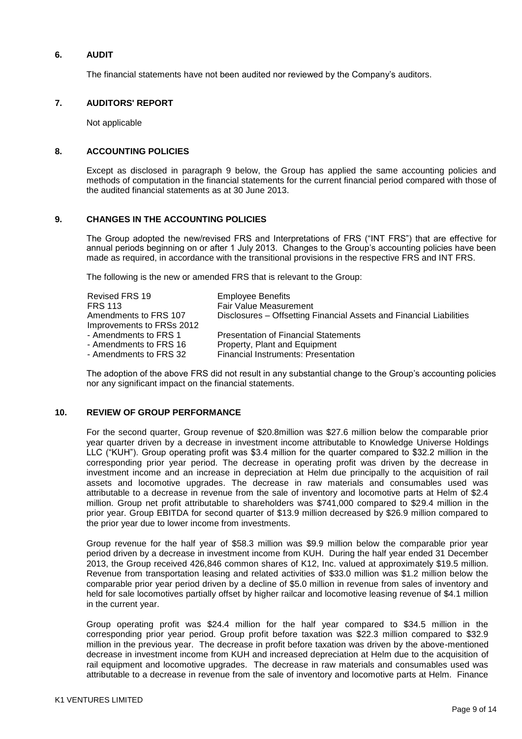## 6. AUDIT

The financial statements have not been audited nor reviewed by the Company's auditors.

## 7. AUDITORS' REPORT

Not applicable

## 8. ACCOUNTING POLICIES

Except as disclosed in paragraph 9 below, the Group has applied the same accounting policies and methods of computation in the financial statements for the current financial period compared with those of the audited financial statements as at 30 June 2013.

## 9. CHANGES IN THE ACCOUNTING POLICIES

The Group adopted the new/revised FRS and Interpretations of FRS ("INT FRS") that are effective for annual periods beginning on or after 1 July 2013. Changes to the Group's accounting policies have been made as required, in accordance with the transitional provisions in the respective FRS and INT FRS.

The following is the new or amended FRS that is relevant to the Group:

| | |
|---|---|
| Revised FRS 19 | Employee Benefits |
| FRS 113 | Fair Value Measurement |
| Amendments to FRS 107 | Disclosures – Offsetting Financial Assets and Financial Liabilities |
| Improvements to FRSs 2012 | |
| - Amendments to FRS 1 | Presentation of Financial Statements |
| - Amendments to FRS 16 | Property, Plant and Equipment |
| - Amendments to FRS 32 | Financial Instruments: Presentation |

The adoption of the above FRS did not result in any substantial change to the Group's accounting policies nor any significant impact on the financial statements.

## 10. REVIEW OF GROUP PERFORMANCE

For the second quarter, Group revenue of $20.8million was $27.6 million below the comparable prior year quarter driven by a decrease in investment income attributable to Knowledge Universe Holdings LLC ("KUH"). Group operating profit was $3.4 million for the quarter compared to $32.2 million in the corresponding prior year period. The decrease in operating profit was driven by the decrease in investment income and an increase in depreciation at Helm due principally to the acquisition of rail assets and locomotive upgrades. The decrease in raw materials and consumables used was attributable to a decrease in revenue from the sale of inventory and locomotive parts at Helm of $2.4 million. Group net profit attributable to shareholders was $741,000 compared to $29.4 million in the prior year. Group EBITDA for second quarter of $13.9 million decreased by $26.9 million compared to the prior year due to lower income from investments.

Group revenue for the half year of $58.3 million was $9.9 million below the comparable prior year period driven by a decrease in investment income from KUH. During the half year ended 31 December 2013, the Group received 426,846 common shares of K12, Inc. valued at approximately $19.5 million. Revenue from transportation leasing and related activities of $33.0 million was $1.2 million below the comparable prior year period driven by a decline of $5.0 million in revenue from sales of inventory and held for sale locomotives partially offset by higher railcar and locomotive leasing revenue of $4.1 million in the current year.

Group operating profit was $24.4 million for the half year compared to $34.5 million in the corresponding prior year period. Group profit before taxation was $22.3 million compared to $32.9 million in the previous year. The decrease in profit before taxation was driven by the above-mentioned decrease in investment income from KUH and increased depreciation at Helm due to the acquisition of rail equipment and locomotive upgrades. The decrease in raw materials and consumables used was attributable to a decrease in revenue from the sale of inventory and locomotive parts at Helm. Finance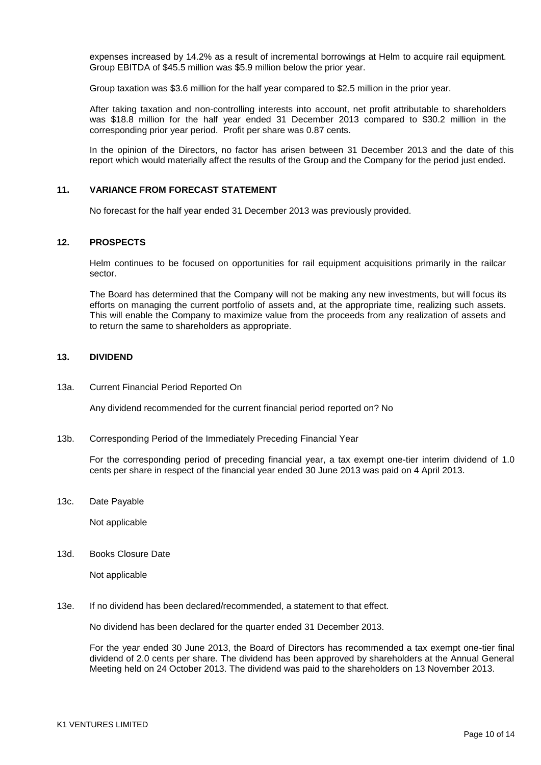expenses increased by 14.2% as a result of incremental borrowings at Helm to acquire rail equipment. Group EBITDA of $45.5 million was $5.9 million below the prior year.

Group taxation was $3.6 million for the half year compared to $2.5 million in the prior year.

After taking taxation and non-controlling interests into account, net profit attributable to shareholders was $18.8 million for the half year ended 31 December 2013 compared to $30.2 million in the corresponding prior year period. Profit per share was 0.87 cents.

In the opinion of the Directors, no factor has arisen between 31 December 2013 and the date of this report which would materially affect the results of the Group and the Company for the period just ended.

## 11. VARIANCE FROM FORECAST STATEMENT

No forecast for the half year ended 31 December 2013 was previously provided.

## 12. PROSPECTS

Helm continues to be focused on opportunities for rail equipment acquisitions primarily in the railcar sector.

The Board has determined that the Company will not be making any new investments, but will focus its efforts on managing the current portfolio of assets and, at the appropriate time, realizing such assets. This will enable the Company to maximize value from the proceeds from any realization of assets and to return the same to shareholders as appropriate.

## 13. DIVIDEND

13a. Current Financial Period Reported On

Any dividend recommended for the current financial period reported on? No

13b. Corresponding Period of the Immediately Preceding Financial Year

For the corresponding period of preceding financial year, a tax exempt one-tier interim dividend of 1.0 cents per share in respect of the financial year ended 30 June 2013 was paid on 4 April 2013.

13c. Date Payable

Not applicable

13d. Books Closure Date

Not applicable

13e. If no dividend has been declared/recommended, a statement to that effect.

No dividend has been declared for the quarter ended 31 December 2013.

For the year ended 30 June 2013, the Board of Directors has recommended a tax exempt one-tier final dividend of 2.0 cents per share. The dividend has been approved by shareholders at the Annual General Meeting held on 24 October 2013. The dividend was paid to the shareholders on 13 November 2013.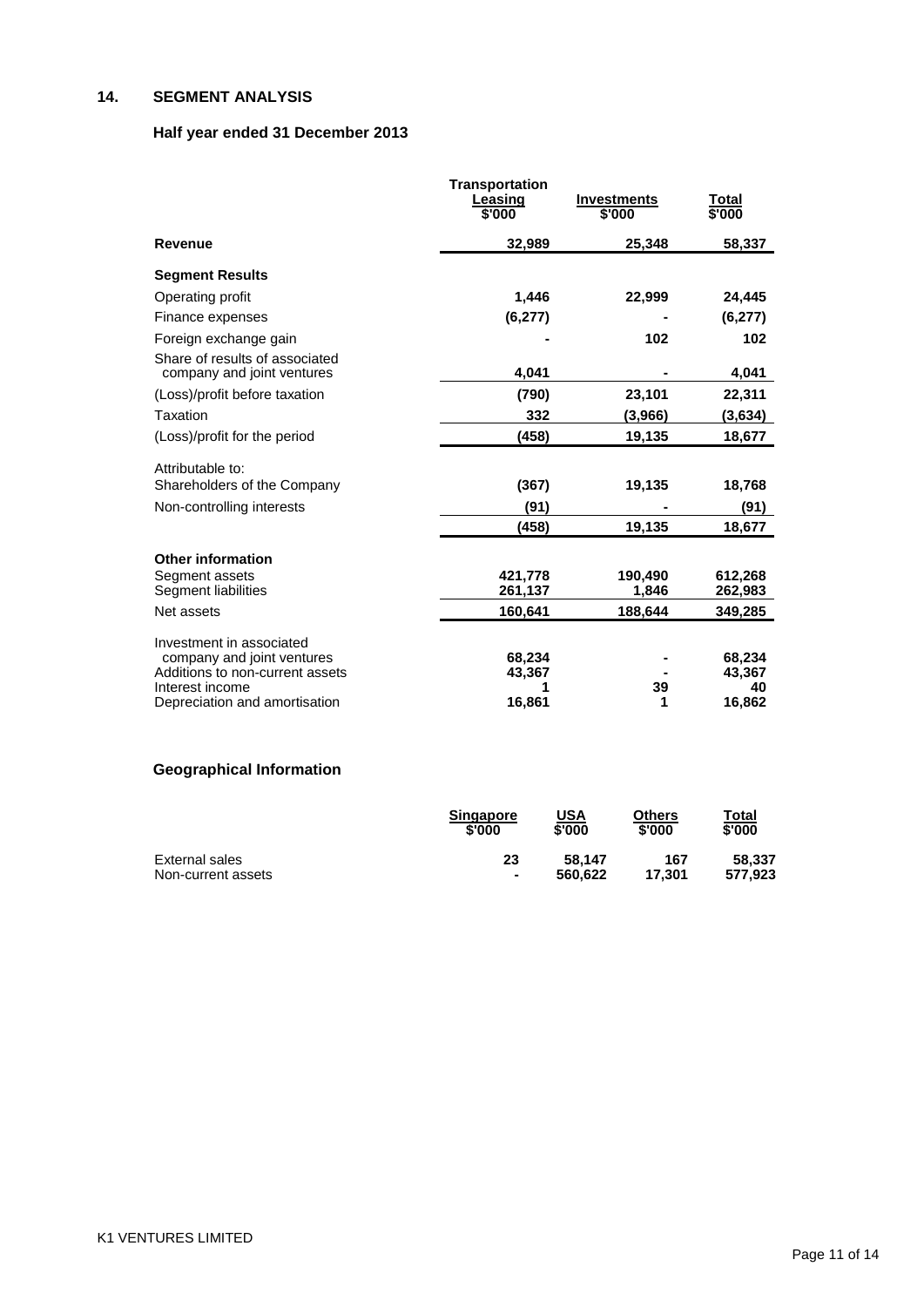## 14. SEGMENT ANALYSIS

### Half year ended 31 December 2013

| | Transportation Leasing $'000 | Investments $'000 | Total $'000 |
|---|---|---|---|
| **Revenue** | 32,989 | 25,348 | 58,337 |
| **Segment Results** | | | |
| Operating profit | 1,446 | 22,999 | 24,445 |
| Finance expenses | (6,277) | - | (6,277) |
| Foreign exchange gain | - | 102 | 102 |
| Share of results of associated company and joint ventures | 4,041 | - | 4,041 |
| (Loss)/profit before taxation | (790) | 23,101 | 22,311 |
| Taxation | 332 | (3,966) | (3,634) |
| (Loss)/profit for the period | (458) | 19,135 | 18,677 |
| Attributable to: | | | |
| Shareholders of the Company | (367) | 19,135 | 18,768 |
| Non-controlling interests | (91) | - | (91) |
| | (458) | 19,135 | 18,677 |
| **Other information** | | | |
| Segment assets | 421,778 | 190,490 | 612,268 |
| Segment liabilities | 261,137 | 1,846 | 262,983 |
| Net assets | 160,641 | 188,644 | 349,285 |
| Investment in associated company and joint ventures | 68,234 | - | 68,234 |
| Additions to non-current assets | 43,367 | - | 43,367 |
| Interest income | 1 | 39 | 40 |
| Depreciation and amortisation | 16,861 | 1 | 16,862 |

### Geographical Information

| | Singapore $'000 | USA $'000 | Others $'000 | Total $'000 |
|---|---|---|---|---|
| External sales | 23 | 58,147 | 167 | 58,337 |
| Non-current assets | - | 560,622 | 17,301 | 577,923 |

K1 VENTURES LIMITED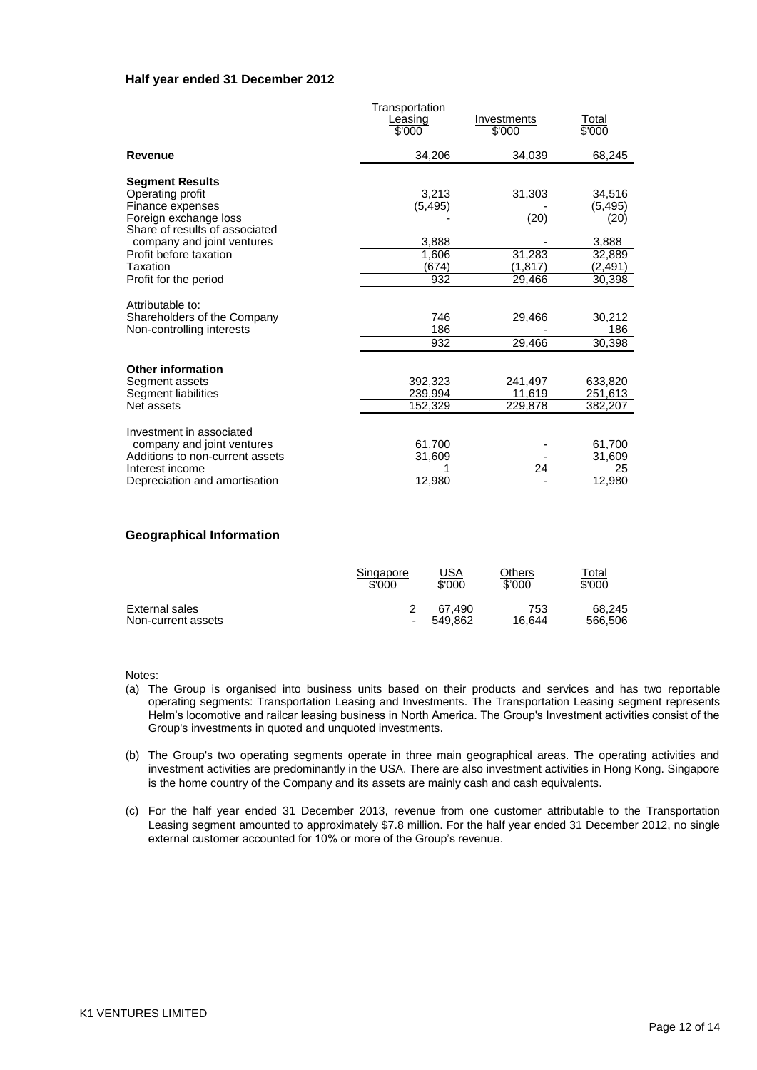**Half year ended 31 December 2012**

| | Transportation Leasing $'000 | Investments $'000 | Total $'000 |
|---|---|---|---|
| **Revenue** | 34,206 | 34,039 | 68,245 |
| **Segment Results** | | | |
| Operating profit | 3,213 | 31,303 | 34,516 |
| Finance expenses | (5,495) | - | (5,495) |
| Foreign exchange loss | - | (20) | (20) |
| Share of results of associated company and joint ventures | 3,888 | - | 3,888 |
| Profit before taxation | 1,606 | 31,283 | 32,889 |
| Taxation | (674) | (1,817) | (2,491) |
| Profit for the period | 932 | 29,466 | 30,398 |
| Attributable to: | | | |
| Shareholders of the Company | 746 | 29,466 | 30,212 |
| Non-controlling interests | 186 | - | 186 |
| | 932 | 29,466 | 30,398 |
| **Other information** | | | |
| Segment assets | 392,323 | 241,497 | 633,820 |
| Segment liabilities | 239,994 | 11,619 | 251,613 |
| Net assets | 152,329 | 229,878 | 382,207 |
| Investment in associated company and joint ventures | 61,700 | - | 61,700 |
| Additions to non-current assets | 31,609 | - | 31,609 |
| Interest income | 1 | 24 | 25 |
| Depreciation and amortisation | 12,980 | - | 12,980 |

**Geographical Information**

| | Singapore $'000 | USA $'000 | Others $'000 | Total $'000 |
|---|---|---|---|---|
| External sales | 2 | 67,490 | 753 | 68,245 |
| Non-current assets | - | 549,862 | 16,644 | 566,506 |

Notes:

(a) The Group is organised into business units based on their products and services and has two reportable operating segments: Transportation Leasing and Investments. The Transportation Leasing segment represents Helm's locomotive and railcar leasing business in North America. The Group's Investment activities consist of the Group's investments in quoted and unquoted investments.

(b) The Group's two operating segments operate in three main geographical areas. The operating activities and investment activities are predominantly in the USA. There are also investment activities in Hong Kong. Singapore is the home country of the Company and its assets are mainly cash and cash equivalents.

(c) For the half year ended 31 December 2013, revenue from one customer attributable to the Transportation Leasing segment amounted to approximately $7.8 million. For the half year ended 31 December 2012, no single external customer accounted for 10% or more of the Group's revenue.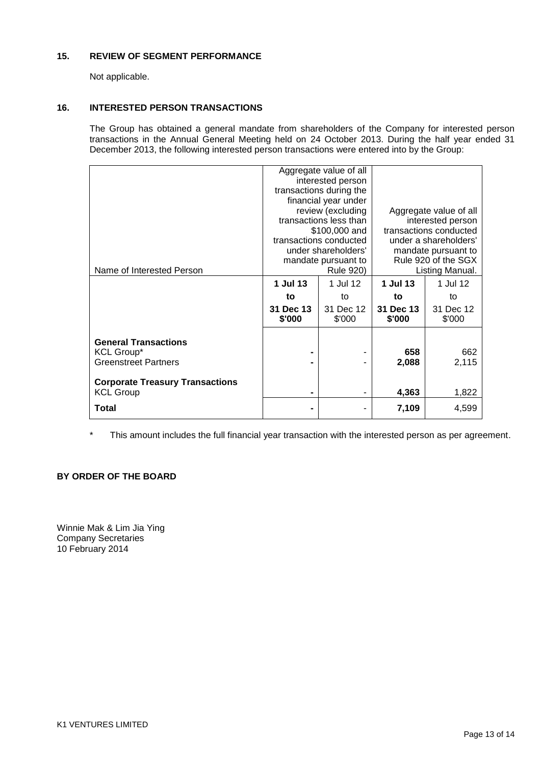## 15. REVIEW OF SEGMENT PERFORMANCE

Not applicable.

## 16. INTERESTED PERSON TRANSACTIONS

The Group has obtained a general mandate from shareholders of the Company for interested person transactions in the Annual General Meeting held on 24 October 2013. During the half year ended 31 December 2013, the following interested person transactions were entered into by the Group:

| Name of Interested Person | Aggregate value of all interested person transactions during the financial year under review (excluding transactions less than $100,000 and transactions conducted under shareholders' mandate pursuant to Rule 920) | | Aggregate value of all interested person transactions conducted under a shareholders' mandate pursuant to Rule 920 of the SGX Listing Manual. | |
|---|---|---|---|---|
| | **1 Jul 13 to 31 Dec 13 $'000** | 1 Jul 12 to 31 Dec 12 $'000 | **1 Jul 13 to 31 Dec 13 $'000** | 1 Jul 12 to 31 Dec 12 $'000 |
| **General Transactions** | | | | |
| KCL Group* | **-** | - | **658** | 662 |
| Greenstreet Partners | **-** | - | **2,088** | 2,115 |
| **Corporate Treasury Transactions** | | | | |
| KCL Group | **-** | - | **4,363** | 1,822 |
| **Total** | **-** | - | **7,109** | 4,599 |

\* This amount includes the full financial year transaction with the interested person as per agreement.

**BY ORDER OF THE BOARD**

Winnie Mak & Lim Jia Ying
Company Secretaries
10 February 2014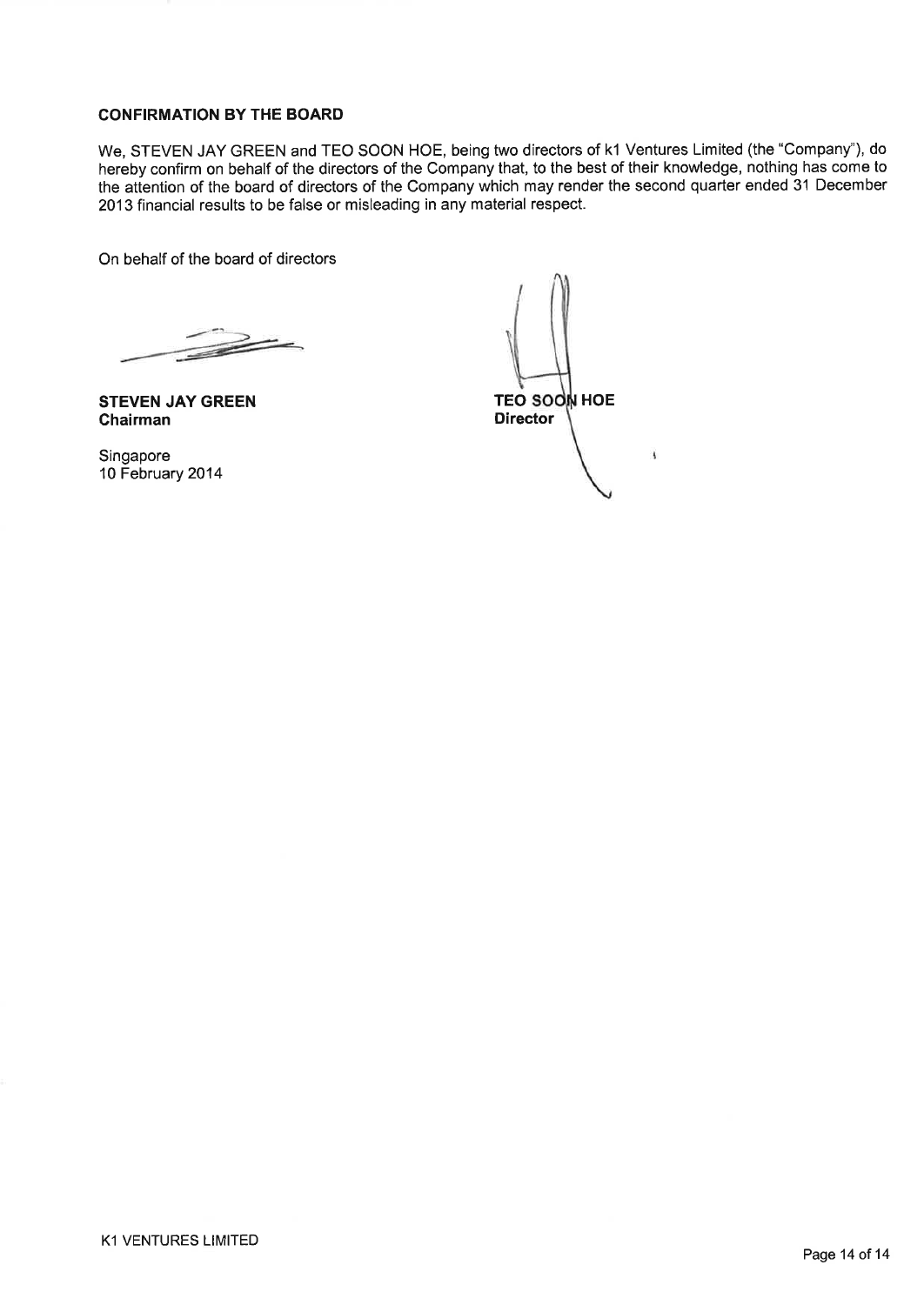**CONFIRMATION BY THE BOARD**

We, STEVEN JAY GREEN and TEO SOON HOE, being two directors of k1 Ventures Limited (the "Company"), do hereby confirm on behalf of the directors of the Company that, to the best of their knowledge, nothing has come to the attention of the board of directors of the Company which may render the second quarter ended 31 December 2013 financial results to be false or misleading in any material respect.

On behalf of the board of directors

**STEVEN JAY GREEN**
**Chairman**

**TEO SOON HOE**
**Director**

Singapore
10 February 2014

K1 VENTURES LIMITED